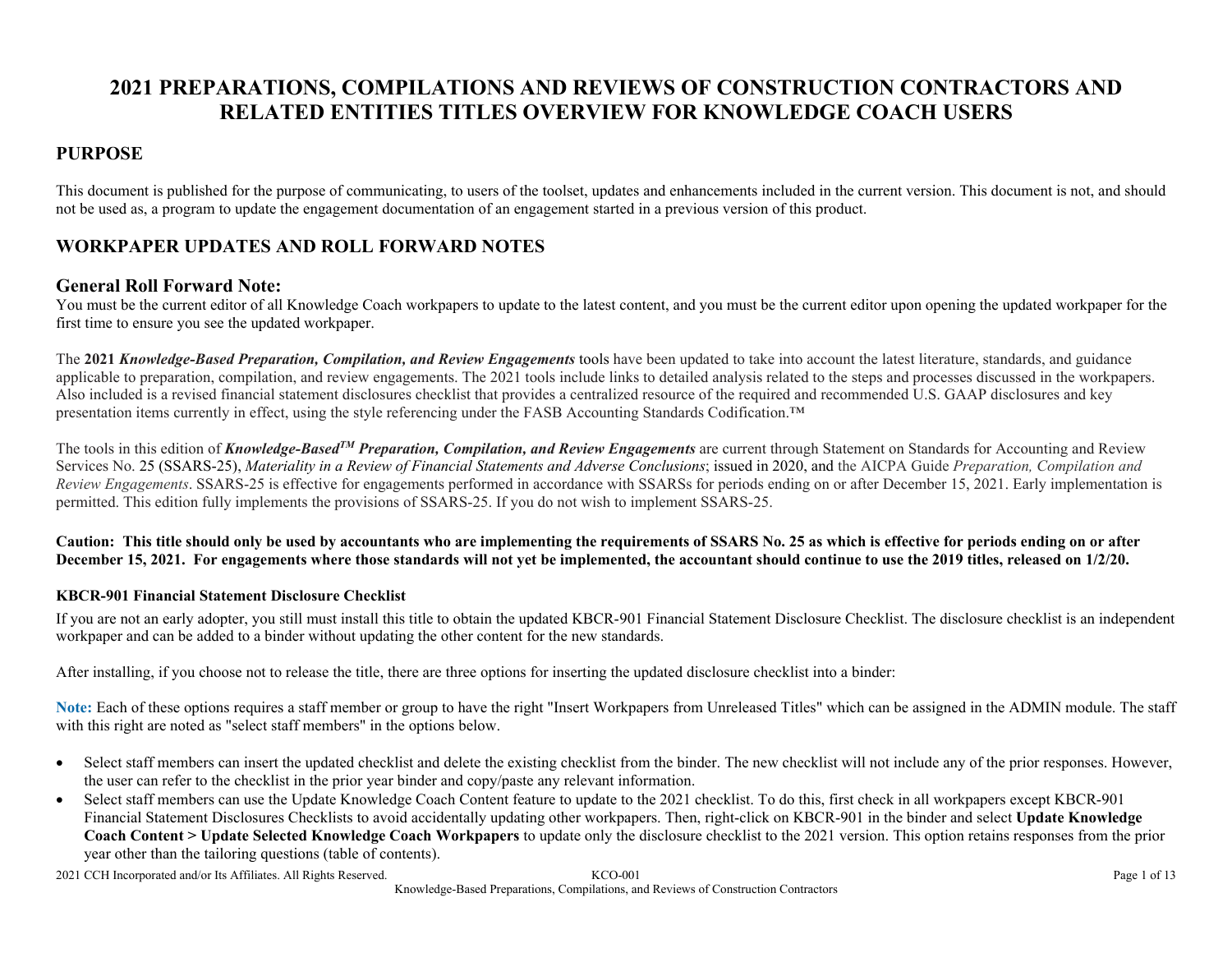# 2021 PREPARATIONS, COMPILATIONS AND REVIEWS OF CONSTRUCTION CONTRACTORS AND RELATED ENTITIES TITLES OVERVIEW FOR KNOWLEDGE COACH USERS

## PURPOSE

This document is published for the purpose of communicating, to users of the toolset, updates and enhancements included in the current version. This document is not, and should not be used as, a program to update the engagement documentation of an engagement started in a previous version of this product.

## WORKPAPER UPDATES AND ROLL FORWARD NOTES

### General Roll Forward Note:

You must be the current editor of all Knowledge Coach workpapers to update to the latest content, and you must be the current editor upon opening the updated workpaper for the first time to ensure you see the updated workpaper.

The **2021 *Knowledge-Based Preparation, Compilation, and Review Engagements*** tools have been updated to take into account the latest literature, standards, and guidance applicable to preparation, compilation, and review engagements. The 2021 tools include links to detailed analysis related to the steps and processes discussed in the workpapers. Also included is a revised financial statement disclosures checklist that provides a centralized resource of the required and recommended U.S. GAAP disclosures and key presentation items currently in effect, using the style referencing under the FASB Accounting Standards Codification.™

The tools in this edition of ***Knowledge-Based™ Preparation, Compilation, and Review Engagements*** are current through Statement on Standards for Accounting and Review Services No. 25 (SSARS-25), *Materiality in a Review of Financial Statements and Adverse Conclusions*; issued in 2020, and the AICPA Guide *Preparation, Compilation and Review Engagements*. SSARS-25 is effective for engagements performed in accordance with SSARSs for periods ending on or after December 15, 2021. Early implementation is permitted. This edition fully implements the provisions of SSARS-25. If you do not wish to implement SSARS-25.

**Caution: This title should only be used by accountants who are implementing the requirements of SSARS No. 25 as which is effective for periods ending on or after December 15, 2021. For engagements where those standards will not yet be implemented, the accountant should continue to use the 2019 titles, released on 1/2/20.**

#### KBCR-901 Financial Statement Disclosure Checklist

If you are not an early adopter, you still must install this title to obtain the updated KBCR-901 Financial Statement Disclosure Checklist. The disclosure checklist is an independent workpaper and can be added to a binder without updating the other content for the new standards.

After installing, if you choose not to release the title, there are three options for inserting the updated disclosure checklist into a binder:

**Note:** Each of these options requires a staff member or group to have the right "Insert Workpapers from Unreleased Titles" which can be assigned in the ADMIN module. The staff with this right are noted as "select staff members" in the options below.

- Select staff members can insert the updated checklist and delete the existing checklist from the binder. The new checklist will not include any of the prior responses. However, the user can refer to the checklist in the prior year binder and copy/paste any relevant information.
- Select staff members can use the Update Knowledge Coach Content feature to update to the 2021 checklist. To do this, first check in all workpapers except KBCR-901 Financial Statement Disclosures Checklists to avoid accidentally updating other workpapers. Then, right-click on KBCR-901 in the binder and select **Update Knowledge Coach Content > Update Selected Knowledge Coach Workpapers** to update only the disclosure checklist to the 2021 version. This option retains responses from the prior year other than the tailoring questions (table of contents).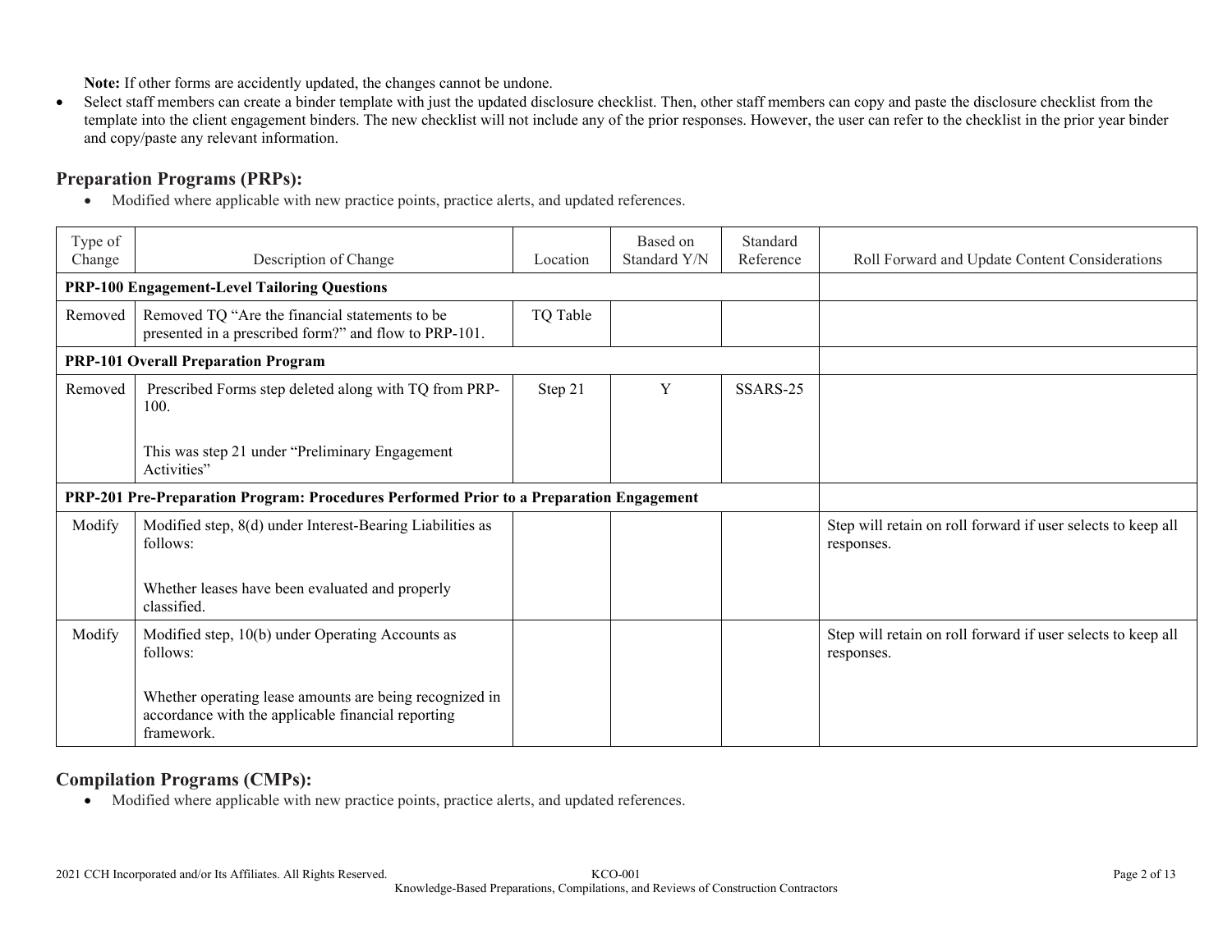**Note:** If other forms are accidently updated, the changes cannot be undone.

- Select staff members can create a binder template with just the updated disclosure checklist. Then, other staff members can copy and paste the disclosure checklist from the template into the client engagement binders. The new checklist will not include any of the prior responses. However, the user can refer to the checklist in the prior year binder and copy/paste any relevant information.

## Preparation Programs (PRPs):

- Modified where applicable with new practice points, practice alerts, and updated references.

| Type of Change | Description of Change | Location | Based on Standard Y/N | Standard Reference | Roll Forward and Update Content Considerations |
|---|---|---|---|---|---|
| **PRP-100 Engagement-Level Tailoring Questions** | | | | | |
| Removed | Removed TQ "Are the financial statements to be presented in a prescribed form?" and flow to PRP-101. | TQ Table | | | |
| **PRP-101 Overall Preparation Program** | | | | | |
| Removed | Prescribed Forms step deleted along with TQ from PRP-100.<br><br>This was step 21 under "Preliminary Engagement Activities" | Step 21 | Y | SSARS-25 | |
| **PRP-201 Pre-Preparation Program: Procedures Performed Prior to a Preparation Engagement** | | | | | |
| Modify | Modified step, 8(d) under Interest-Bearing Liabilities as follows:<br><br>Whether leases have been evaluated and properly classified. | | | | Step will retain on roll forward if user selects to keep all responses. |
| Modify | Modified step, 10(b) under Operating Accounts as follows:<br><br>Whether operating lease amounts are being recognized in accordance with the applicable financial reporting framework. | | | | Step will retain on roll forward if user selects to keep all responses. |

## Compilation Programs (CMPs):

- Modified where applicable with new practice points, practice alerts, and updated references.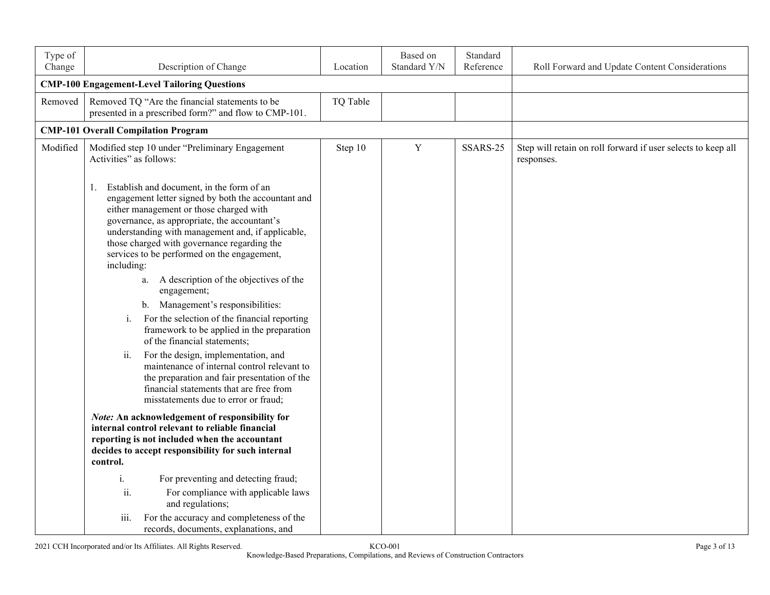| Type of Change | Description of Change | Location | Based on Standard Y/N | Standard Reference | Roll Forward and Update Content Considerations |
|---|---|---|---|---|---|
| **CMP-100 Engagement-Level Tailoring Questions** | | | | | |
| Removed | Removed TQ "Are the financial statements to be presented in a prescribed form?" and flow to CMP-101. | TQ Table | | | |
| **CMP-101 Overall Compilation Program** | | | | | |
| Modified | Modified step 10 under "Preliminary Engagement Activities" as follows:<br><br>1. Establish and document, in the form of an engagement letter signed by both the accountant and either management or those charged with governance, as appropriate, the accountant's understanding with management and, if applicable, those charged with governance regarding the services to be performed on the engagement, including:<br>a. A description of the objectives of the engagement;<br>b. Management's responsibilities:<br>i. For the selection of the financial reporting framework to be applied in the preparation of the financial statements;<br>ii. For the design, implementation, and maintenance of internal control relevant to the preparation and fair presentation of the financial statements that are free from misstatements due to error or fraud;<br><br>***Note:* An acknowledgement of responsibility for internal control relevant to reliable financial reporting is not included when the accountant decides to accept responsibility for such internal control.**<br><br>i. For preventing and detecting fraud;<br>ii. For compliance with applicable laws and regulations;<br>iii. For the accuracy and completeness of the records, documents, explanations, and | Step 10 | Y | SSARS-25 | Step will retain on roll forward if user selects to keep all responses. |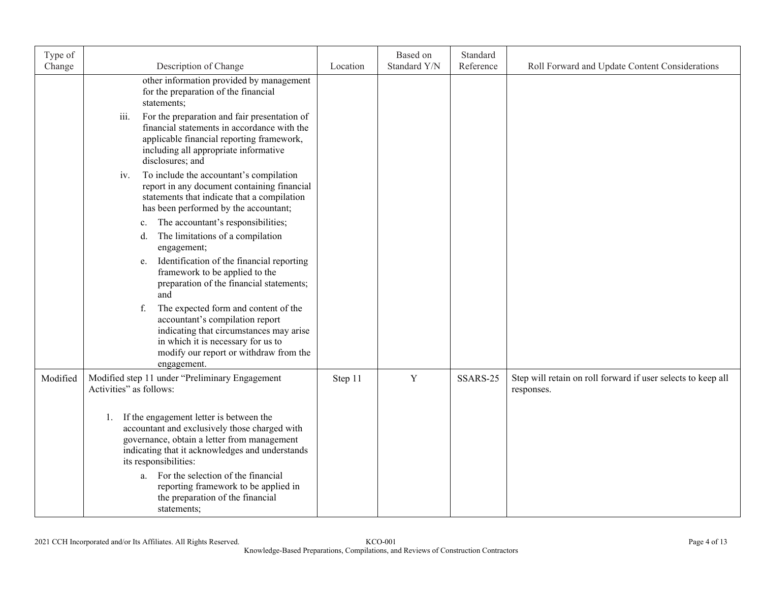| Type of Change | Description of Change | Location | Based on Standard Y/N | Standard Reference | Roll Forward and Update Content Considerations |
|---|---|---|---|---|---|
| | other information provided by management for the preparation of the financial statements;<br>iii. For the preparation and fair presentation of financial statements in accordance with the applicable financial reporting framework, including all appropriate informative disclosures; and<br>iv. To include the accountant's compilation report in any document containing financial statements that indicate that a compilation has been performed by the accountant;<br>c. The accountant's responsibilities;<br>d. The limitations of a compilation engagement;<br>e. Identification of the financial reporting framework to be applied to the preparation of the financial statements; and<br>f. The expected form and content of the accountant's compilation report indicating that circumstances may arise in which it is necessary for us to modify our report or withdraw from the engagement. | | | | |
| Modified | Modified step 11 under "Preliminary Engagement Activities" as follows:<br><br>1. If the engagement letter is between the accountant and exclusively those charged with governance, obtain a letter from management indicating that it acknowledges and understands its responsibilities:<br>a. For the selection of the financial reporting framework to be applied in the preparation of the financial statements; | Step 11 | Y | SSARS-25 | Step will retain on roll forward if user selects to keep all responses. |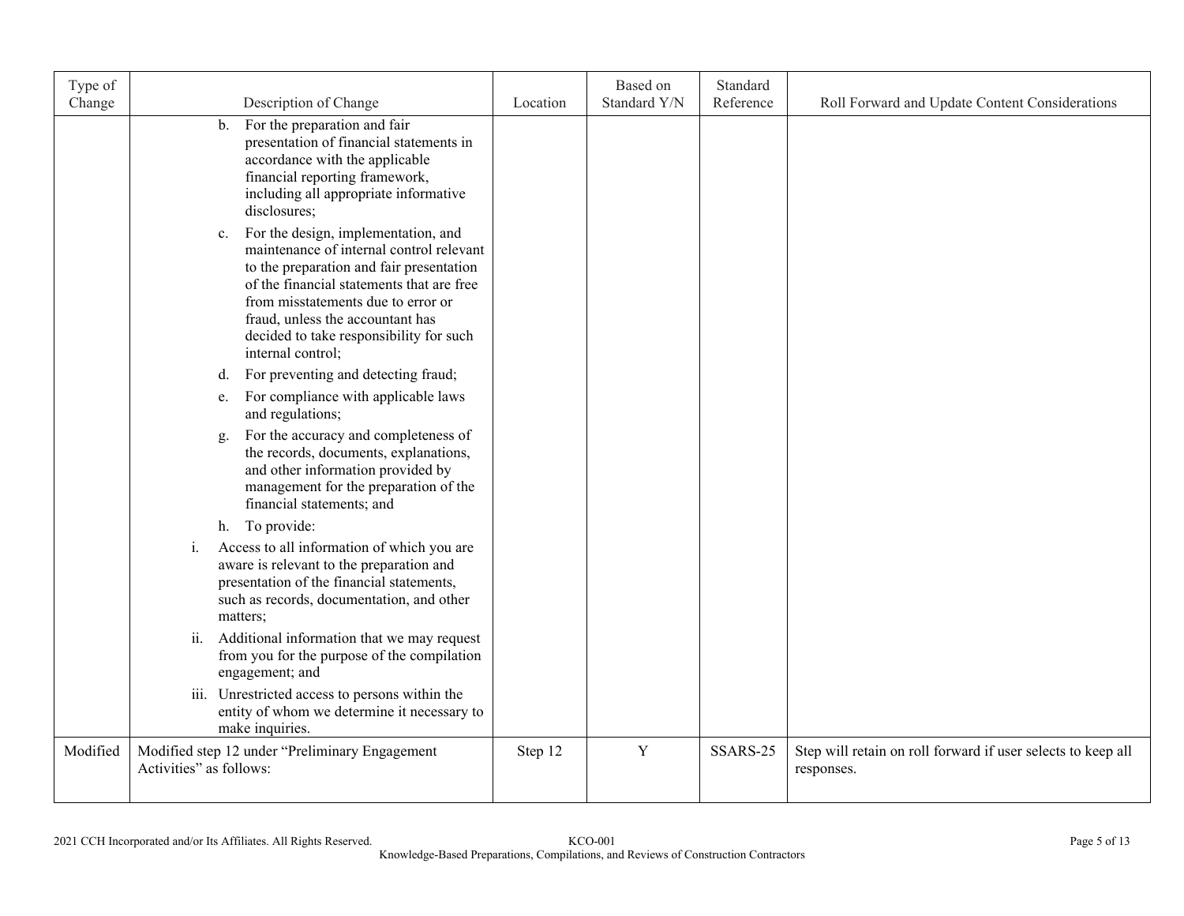| Type of Change | Description of Change | Location | Based on Standard Y/N | Standard Reference | Roll Forward and Update Content Considerations |
|---|---|---|---|---|---|
| | b. For the preparation and fair presentation of financial statements in accordance with the applicable financial reporting framework, including all appropriate informative disclosures;<br><br>c. For the design, implementation, and maintenance of internal control relevant to the preparation and fair presentation of the financial statements that are free from misstatements due to error or fraud, unless the accountant has decided to take responsibility for such internal control;<br><br>d. For preventing and detecting fraud;<br><br>e. For compliance with applicable laws and regulations;<br><br>g. For the accuracy and completeness of the records, documents, explanations, and other information provided by management for the preparation of the financial statements; and<br><br>h. To provide:<br><br>i. Access to all information of which you are aware is relevant to the preparation and presentation of the financial statements, such as records, documentation, and other matters;<br><br>ii. Additional information that we may request from you for the purpose of the compilation engagement; and<br><br>iii. Unrestricted access to persons within the entity of whom we determine it necessary to make inquiries. | | | | |
| Modified | Modified step 12 under "Preliminary Engagement Activities" as follows: | Step 12 | Y | SSARS-25 | Step will retain on roll forward if user selects to keep all responses. |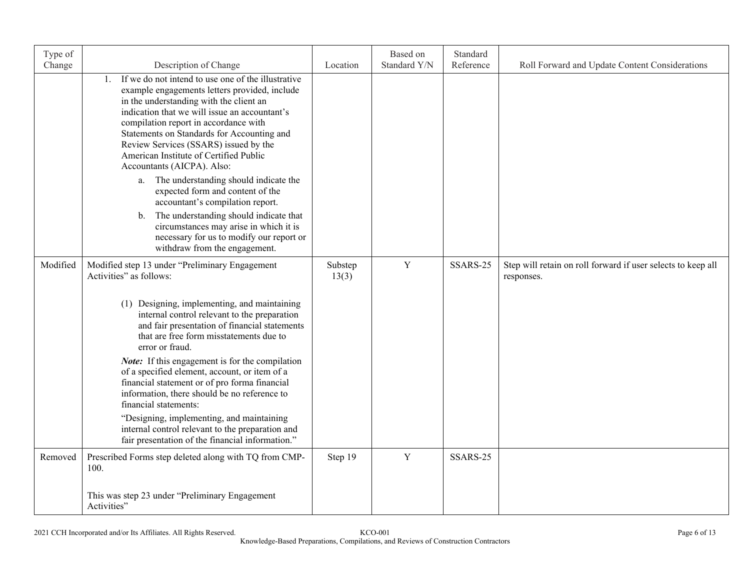| Type of Change | Description of Change | Location | Based on Standard Y/N | Standard Reference | Roll Forward and Update Content Considerations |
|---|---|---|---|---|---|
| | 1. If we do not intend to use one of the illustrative example engagements letters provided, include in the understanding with the client an indication that we will issue an accountant's compilation report in accordance with Statements on Standards for Accounting and Review Services (SSARS) issued by the American Institute of Certified Public Accountants (AICPA). Also:<br>a. The understanding should indicate the expected form and content of the accountant's compilation report.<br>b. The understanding should indicate that circumstances may arise in which it is necessary for us to modify our report or withdraw from the engagement. | | | | |
| Modified | Modified step 13 under "Preliminary Engagement Activities" as follows:<br><br>(1) Designing, implementing, and maintaining internal control relevant to the preparation and fair presentation of financial statements that are free form misstatements due to error or fraud.<br>***Note:*** If this engagement is for the compilation of a specified element, account, or item of a financial statement or of pro forma financial information, there should be no reference to financial statements:<br>"Designing, implementing, and maintaining internal control relevant to the preparation and fair presentation of the financial information." | Substep 13(3) | Y | SSARS-25 | Step will retain on roll forward if user selects to keep all responses. |
| Removed | Prescribed Forms step deleted along with TQ from CMP-100.<br><br>This was step 23 under "Preliminary Engagement Activities" | Step 19 | Y | SSARS-25 | |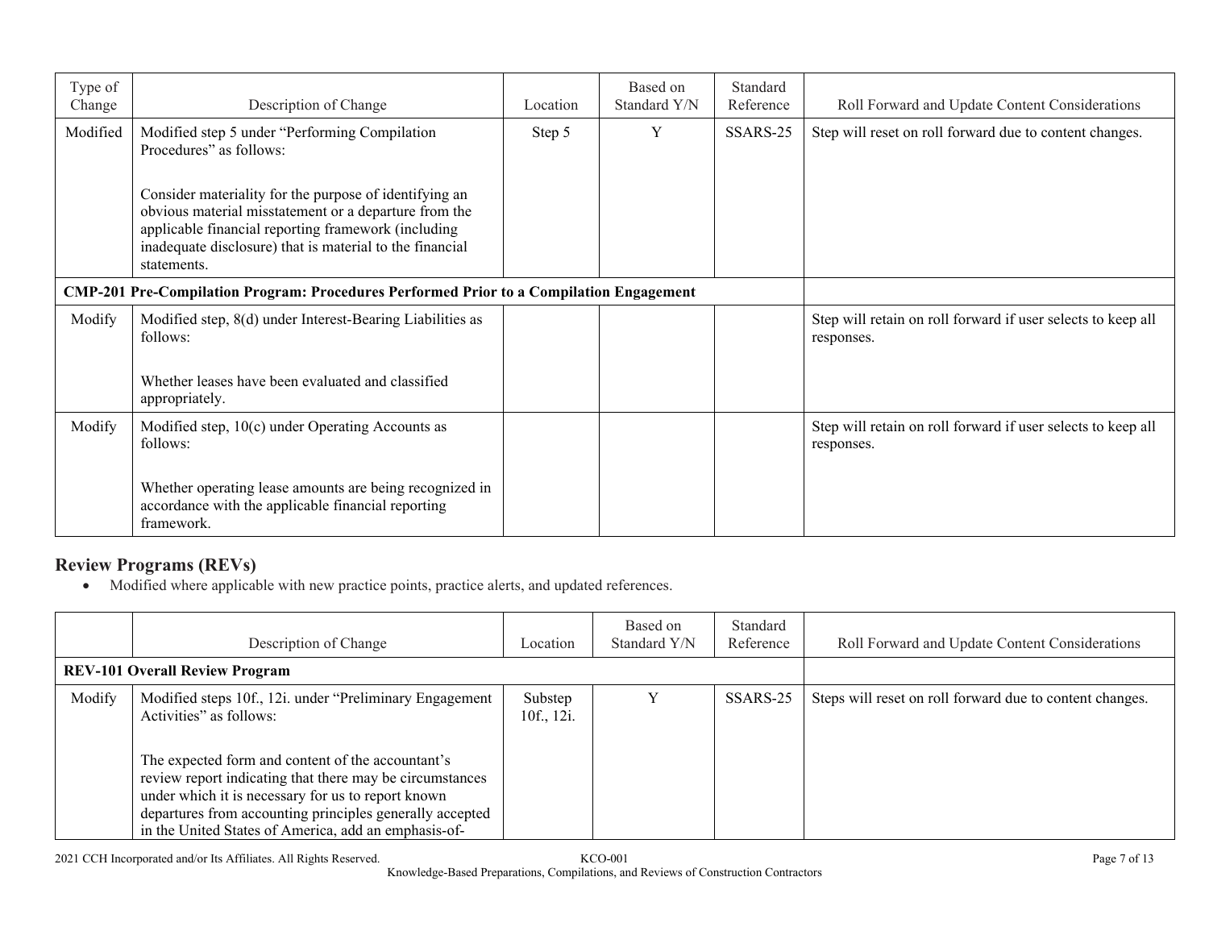| Type of Change | Description of Change | Location | Based on Standard Y/N | Standard Reference | Roll Forward and Update Content Considerations |
|---|---|---|---|---|---|
| Modified | Modified step 5 under "Performing Compilation Procedures" as follows:<br><br>Consider materiality for the purpose of identifying an obvious material misstatement or a departure from the applicable financial reporting framework (including inadequate disclosure) that is material to the financial statements. | Step 5 | Y | SSARS-25 | Step will reset on roll forward due to content changes. |
| **CMP-201 Pre-Compilation Program: Procedures Performed Prior to a Compilation Engagement** | | | | | |
| Modify | Modified step, 8(d) under Interest-Bearing Liabilities as follows:<br><br>Whether leases have been evaluated and classified appropriately. | | | | Step will retain on roll forward if user selects to keep all responses. |
| Modify | Modified step, 10(c) under Operating Accounts as follows:<br><br>Whether operating lease amounts are being recognized in accordance with the applicable financial reporting framework. | | | | Step will retain on roll forward if user selects to keep all responses. |

## Review Programs (REVs)

- Modified where applicable with new practice points, practice alerts, and updated references.

| | Description of Change | Location | Based on Standard Y/N | Standard Reference | Roll Forward and Update Content Considerations |
|---|---|---|---|---|---|
| **REV-101 Overall Review Program** | | | | | |
| Modify | Modified steps 10f., 12i. under "Preliminary Engagement Activities" as follows:<br><br>The expected form and content of the accountant's review report indicating that there may be circumstances under which it is necessary for us to report known departures from accounting principles generally accepted in the United States of America, add an emphasis-of- | Substep 10f., 12i. | Y | SSARS-25 | Steps will reset on roll forward due to content changes. |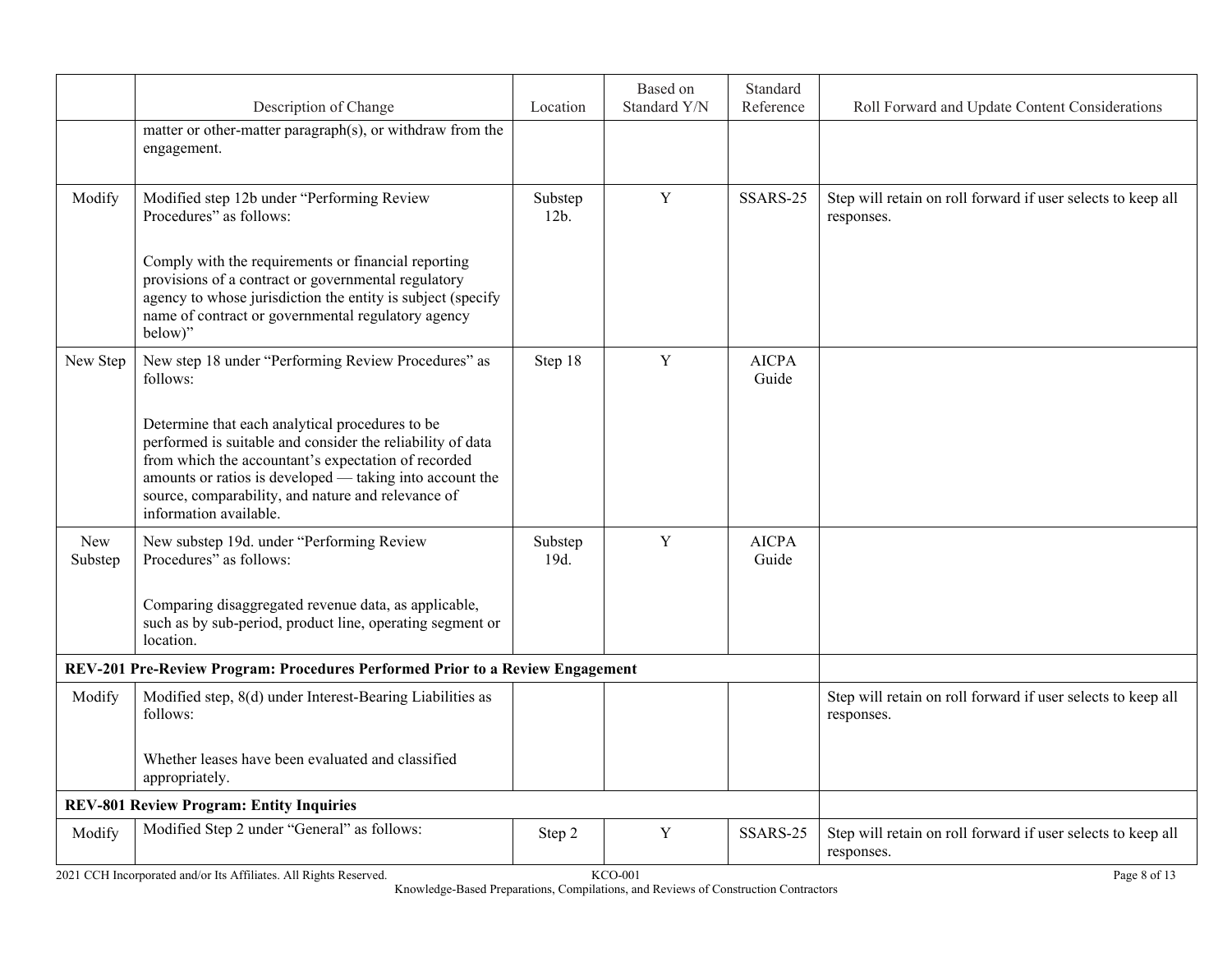| | Description of Change | Location | Based on Standard Y/N | Standard Reference | Roll Forward and Update Content Considerations |
|---|---|---|---|---|---|
| | matter or other-matter paragraph(s), or withdraw from the engagement. | | | | |
| Modify | Modified step 12b under "Performing Review Procedures" as follows:<br><br>Comply with the requirements or financial reporting provisions of a contract or governmental regulatory agency to whose jurisdiction the entity is subject (specify name of contract or governmental regulatory agency below)" | Substep 12b. | Y | SSARS-25 | Step will retain on roll forward if user selects to keep all responses. |
| New Step | New step 18 under "Performing Review Procedures" as follows:<br><br>Determine that each analytical procedures to be performed is suitable and consider the reliability of data from which the accountant's expectation of recorded amounts or ratios is developed — taking into account the source, comparability, and nature and relevance of information available. | Step 18 | Y | AICPA Guide | |
| New Substep | New substep 19d. under "Performing Review Procedures" as follows:<br><br>Comparing disaggregated revenue data, as applicable, such as by sub-period, product line, operating segment or location. | Substep 19d. | Y | AICPA Guide | |
| **REV-201 Pre-Review Program: Procedures Performed Prior to a Review Engagement** | | | | | |
| Modify | Modified step, 8(d) under Interest-Bearing Liabilities as follows:<br><br>Whether leases have been evaluated and classified appropriately. | | | | Step will retain on roll forward if user selects to keep all responses. |
| **REV-801 Review Program: Entity Inquiries** | | | | | |
| Modify | Modified Step 2 under "General" as follows: | Step 2 | Y | SSARS-25 | Step will retain on roll forward if user selects to keep all responses. |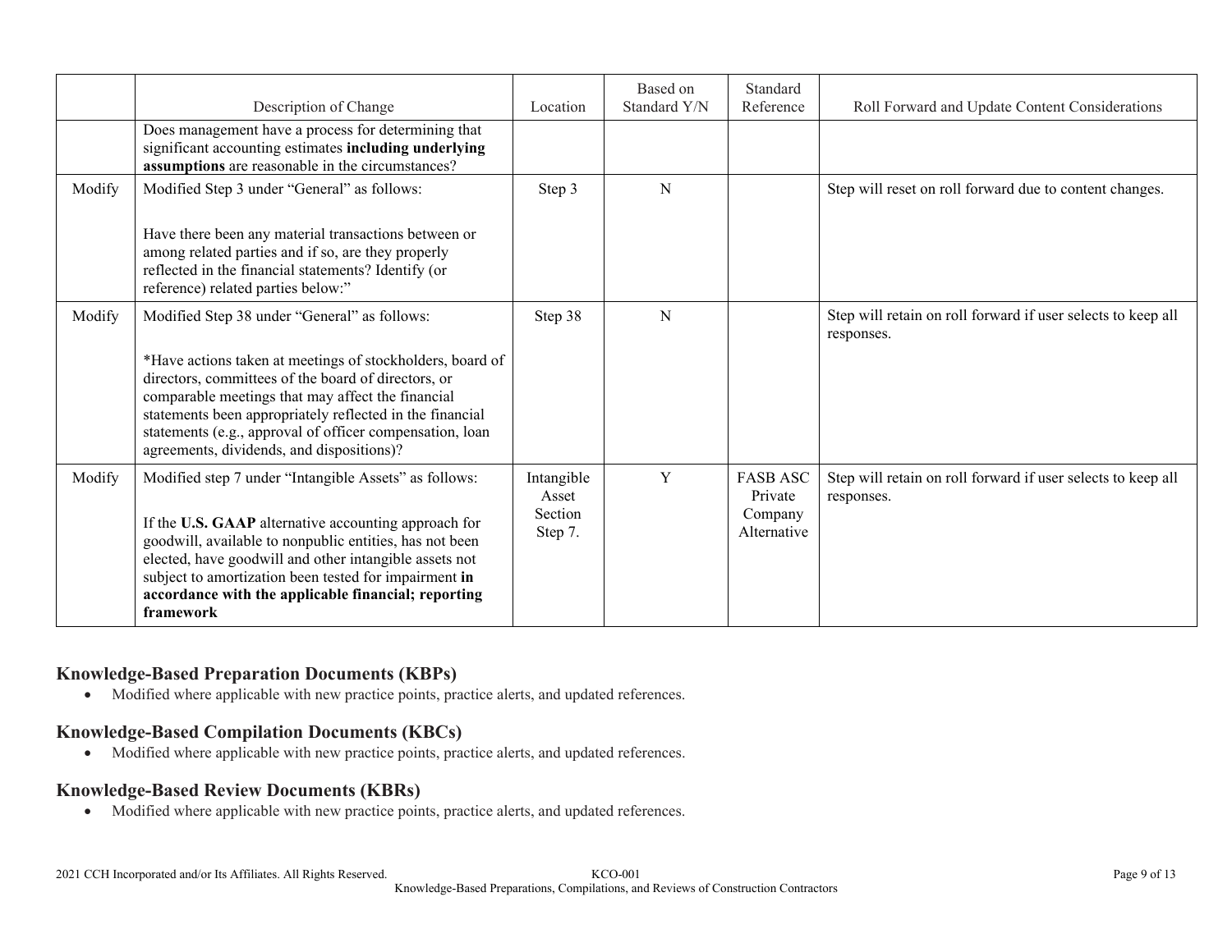| | Description of Change | Location | Based on Standard Y/N | Standard Reference | Roll Forward and Update Content Considerations |
|---|---|---|---|---|---|
| | Does management have a process for determining that significant accounting estimates **including underlying assumptions** are reasonable in the circumstances? | | | | |
| Modify | Modified Step 3 under "General" as follows:<br><br>Have there been any material transactions between or among related parties and if so, are they properly reflected in the financial statements? Identify (or reference) related parties below:" | Step 3 | N | | Step will reset on roll forward due to content changes. |
| Modify | Modified Step 38 under "General" as follows:<br><br>*Have actions taken at meetings of stockholders, board of directors, committees of the board of directors, or comparable meetings that may affect the financial statements been appropriately reflected in the financial statements (e.g., approval of officer compensation, loan agreements, dividends, and dispositions)? | Step 38 | N | | Step will retain on roll forward if user selects to keep all responses. |
| Modify | Modified step 7 under "Intangible Assets" as follows:<br><br>If the **U.S. GAAP** alternative accounting approach for goodwill, available to nonpublic entities, has not been elected, have goodwill and other intangible assets not subject to amortization been tested for impairment **in accordance with the applicable financial; reporting framework** | Intangible Asset Section Step 7. | Y | FASB ASC Private Company Alternative | Step will retain on roll forward if user selects to keep all responses. |

## Knowledge-Based Preparation Documents (KBPs)

- Modified where applicable with new practice points, practice alerts, and updated references.

## Knowledge-Based Compilation Documents (KBCs)

- Modified where applicable with new practice points, practice alerts, and updated references.

## Knowledge-Based Review Documents (KBRs)

- Modified where applicable with new practice points, practice alerts, and updated references.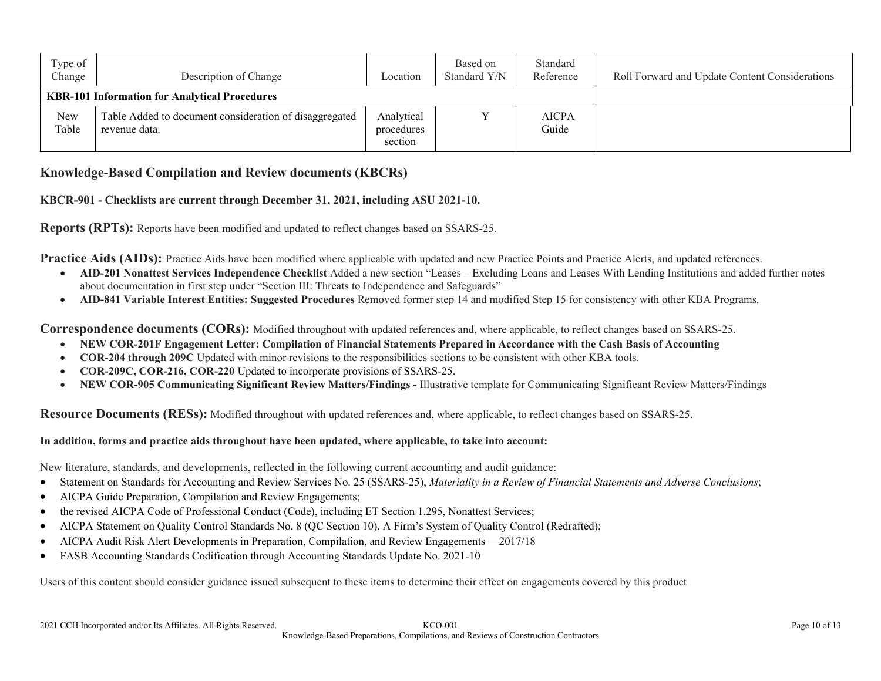| Type of Change | Description of Change | Location | Based on Standard Y/N | Standard Reference | Roll Forward and Update Content Considerations |
|---|---|---|---|---|---|
| **KBR-101 Information for Analytical Procedures** | | | | | |
| New Table | Table Added to document consideration of disaggregated revenue data. | Analytical procedures section | Y | AICPA Guide | |

## Knowledge-Based Compilation and Review documents (KBCRs)

**KBCR-901 - Checklists are current through December 31, 2021, including ASU 2021-10.**

**Reports (RPTs):** Reports have been modified and updated to reflect changes based on SSARS-25.

**Practice Aids (AIDs):** Practice Aids have been modified where applicable with updated and new Practice Points and Practice Alerts, and updated references.

- **AID-201 Nonattest Services Independence Checklist** Added a new section "Leases – Excluding Loans and Leases With Lending Institutions and added further notes about documentation in first step under "Section III: Threats to Independence and Safeguards"
- **AID-841 Variable Interest Entities: Suggested Procedures** Removed former step 14 and modified Step 15 for consistency with other KBA Programs.

**Correspondence documents (CORs):** Modified throughout with updated references and, where applicable, to reflect changes based on SSARS-25.

- **NEW COR-201F Engagement Letter: Compilation of Financial Statements Prepared in Accordance with the Cash Basis of Accounting**
- **COR-204 through 209C** Updated with minor revisions to the responsibilities sections to be consistent with other KBA tools.
- **COR-209C, COR-216, COR-220** Updated to incorporate provisions of SSARS-25.
- **NEW COR-905 Communicating Significant Review Matters/Findings -** Illustrative template for Communicating Significant Review Matters/Findings

**Resource Documents (RESs):** Modified throughout with updated references and, where applicable, to reflect changes based on SSARS-25.

**In addition, forms and practice aids throughout have been updated, where applicable, to take into account:**

New literature, standards, and developments, reflected in the following current accounting and audit guidance:

- Statement on Standards for Accounting and Review Services No. 25 (SSARS-25), *Materiality in a Review of Financial Statements and Adverse Conclusions*;
- AICPA Guide Preparation, Compilation and Review Engagements;
- the revised AICPA Code of Professional Conduct (Code), including ET Section 1.295, Nonattest Services;
- AICPA Statement on Quality Control Standards No. 8 (QC Section 10), A Firm's System of Quality Control (Redrafted);
- AICPA Audit Risk Alert Developments in Preparation, Compilation, and Review Engagements —2017/18
- FASB Accounting Standards Codification through Accounting Standards Update No. 2021-10

Users of this content should consider guidance issued subsequent to these items to determine their effect on engagements covered by this product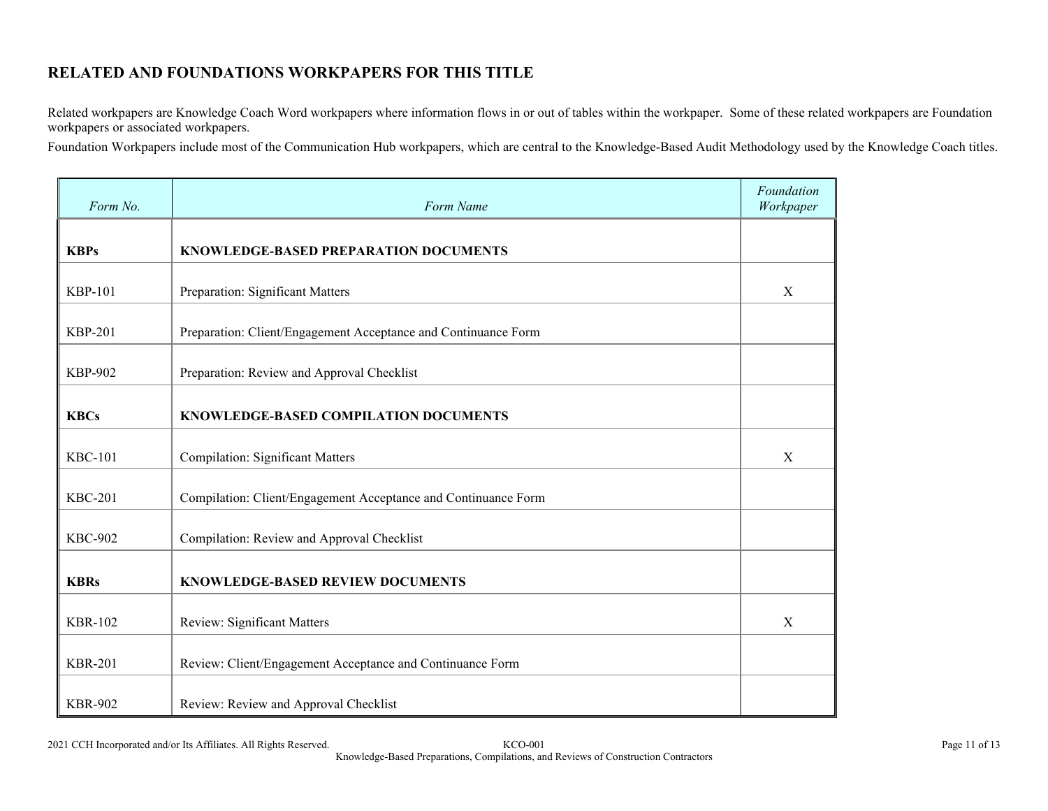## RELATED AND FOUNDATIONS WORKPAPERS FOR THIS TITLE

Related workpapers are Knowledge Coach Word workpapers where information flows in or out of tables within the workpaper. Some of these related workpapers are Foundation workpapers or associated workpapers.

Foundation Workpapers include most of the Communication Hub workpapers, which are central to the Knowledge-Based Audit Methodology used by the Knowledge Coach titles.

| *Form No.* | *Form Name* | *Foundation Workpaper* |
|---|---|---|
| **KBPs** | **KNOWLEDGE-BASED PREPARATION DOCUMENTS** | |
| KBP-101 | Preparation: Significant Matters | X |
| KBP-201 | Preparation: Client/Engagement Acceptance and Continuance Form | |
| KBP-902 | Preparation: Review and Approval Checklist | |
| **KBCs** | **KNOWLEDGE-BASED COMPILATION DOCUMENTS** | |
| KBC-101 | Compilation: Significant Matters | X |
| KBC-201 | Compilation: Client/Engagement Acceptance and Continuance Form | |
| KBC-902 | Compilation: Review and Approval Checklist | |
| **KBRs** | **KNOWLEDGE-BASED REVIEW DOCUMENTS** | |
| KBR-102 | Review: Significant Matters | X |
| KBR-201 | Review: Client/Engagement Acceptance and Continuance Form | |
| KBR-902 | Review: Review and Approval Checklist | |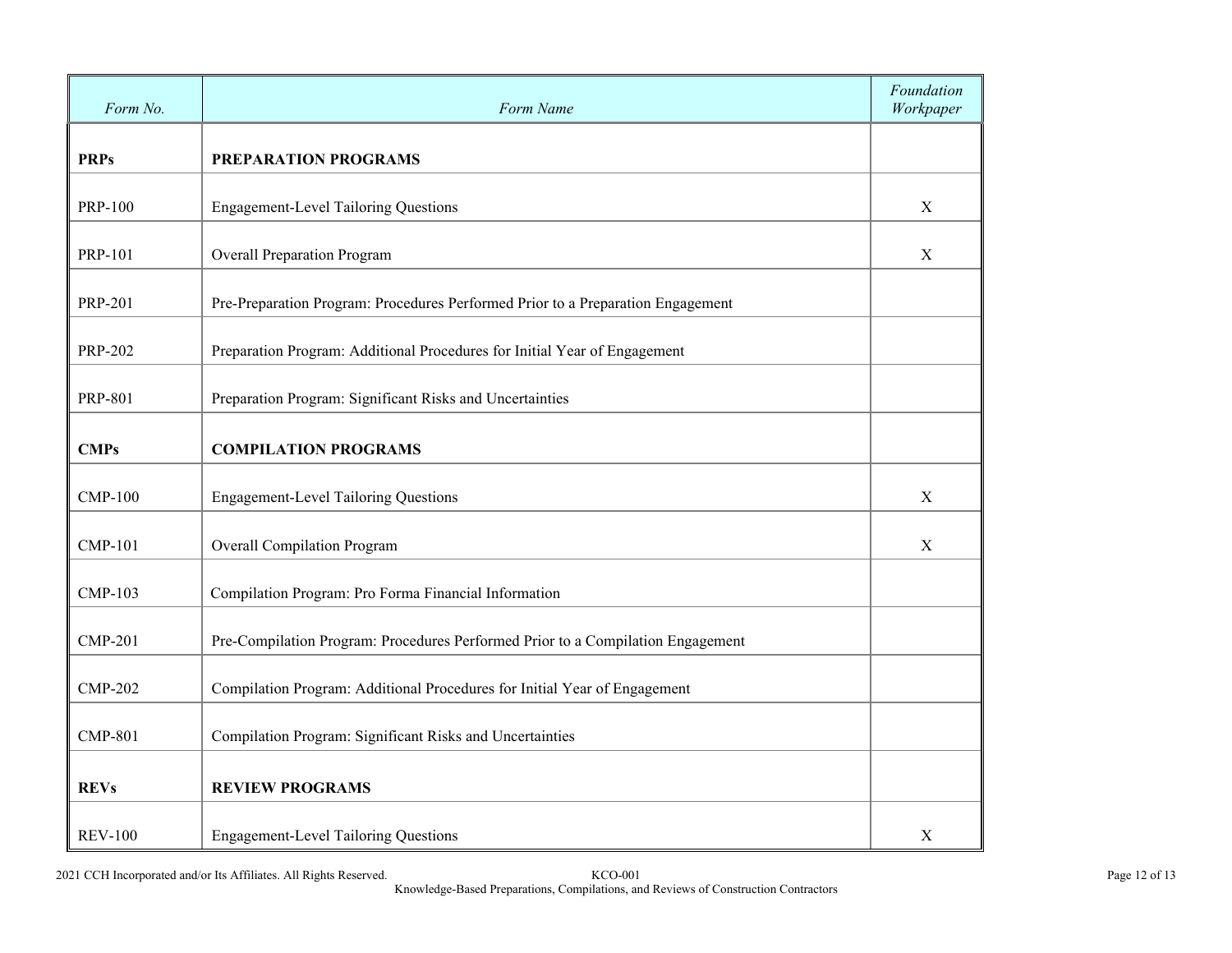| *Form No.* | *Form Name* | *Foundation Workpaper* |
|---|---|---|
| **PRPs** | **PREPARATION PROGRAMS** | |
| PRP-100 | Engagement-Level Tailoring Questions | X |
| PRP-101 | Overall Preparation Program | X |
| PRP-201 | Pre-Preparation Program: Procedures Performed Prior to a Preparation Engagement | |
| PRP-202 | Preparation Program: Additional Procedures for Initial Year of Engagement | |
| PRP-801 | Preparation Program: Significant Risks and Uncertainties | |
| **CMPs** | **COMPILATION PROGRAMS** | |
| CMP-100 | Engagement-Level Tailoring Questions | X |
| CMP-101 | Overall Compilation Program | X |
| CMP-103 | Compilation Program: Pro Forma Financial Information | |
| CMP-201 | Pre-Compilation Program: Procedures Performed Prior to a Compilation Engagement | |
| CMP-202 | Compilation Program: Additional Procedures for Initial Year of Engagement | |
| CMP-801 | Compilation Program: Significant Risks and Uncertainties | |
| **REVs** | **REVIEW PROGRAMS** | |
| REV-100 | Engagement-Level Tailoring Questions | X |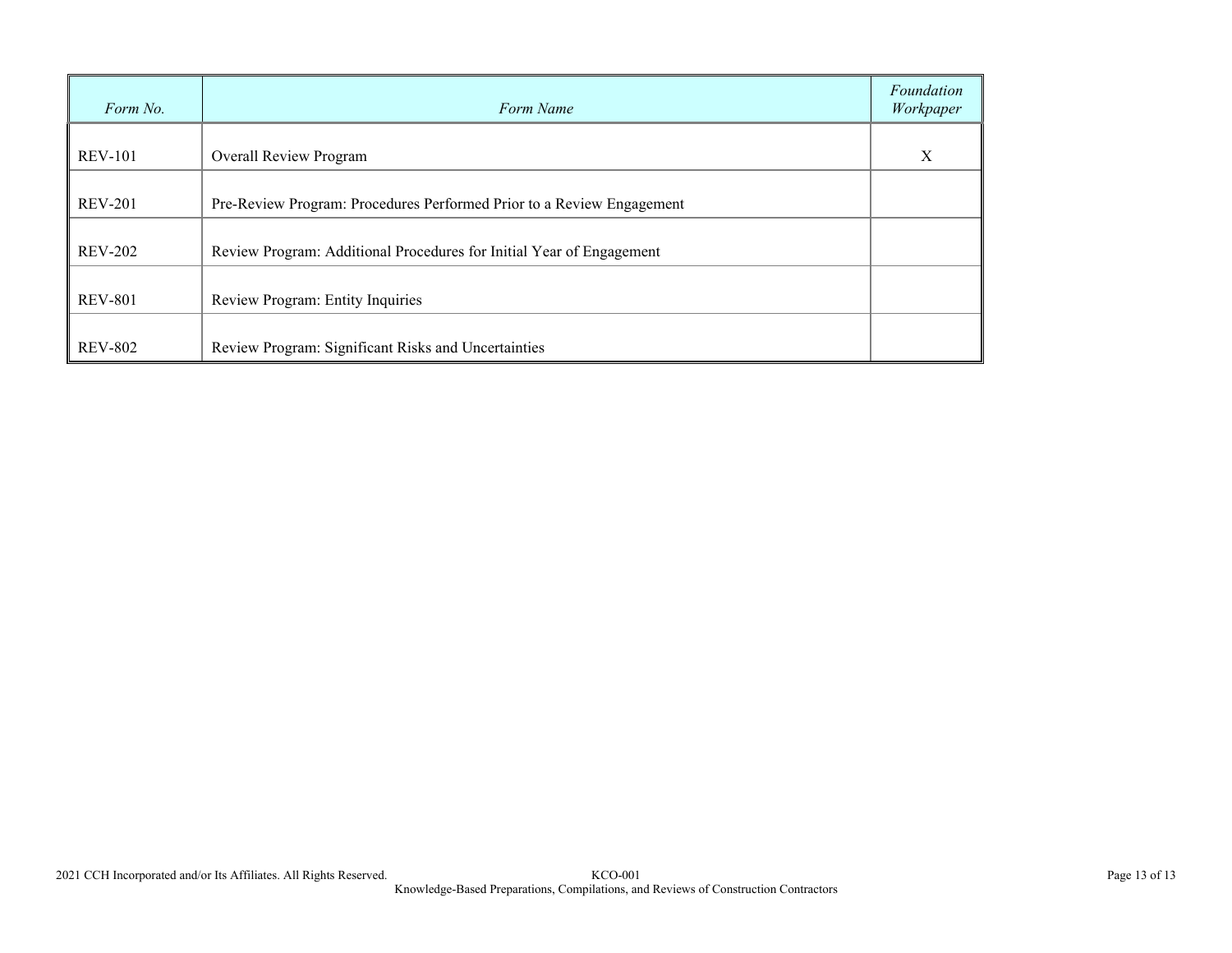| *Form No.* | *Form Name* | *Foundation Workpaper* |
|---|---|---|
| REV-101 | Overall Review Program | X |
| REV-201 | Pre-Review Program: Procedures Performed Prior to a Review Engagement | |
| REV-202 | Review Program: Additional Procedures for Initial Year of Engagement | |
| REV-801 | Review Program: Entity Inquiries | |
| REV-802 | Review Program: Significant Risks and Uncertainties | |